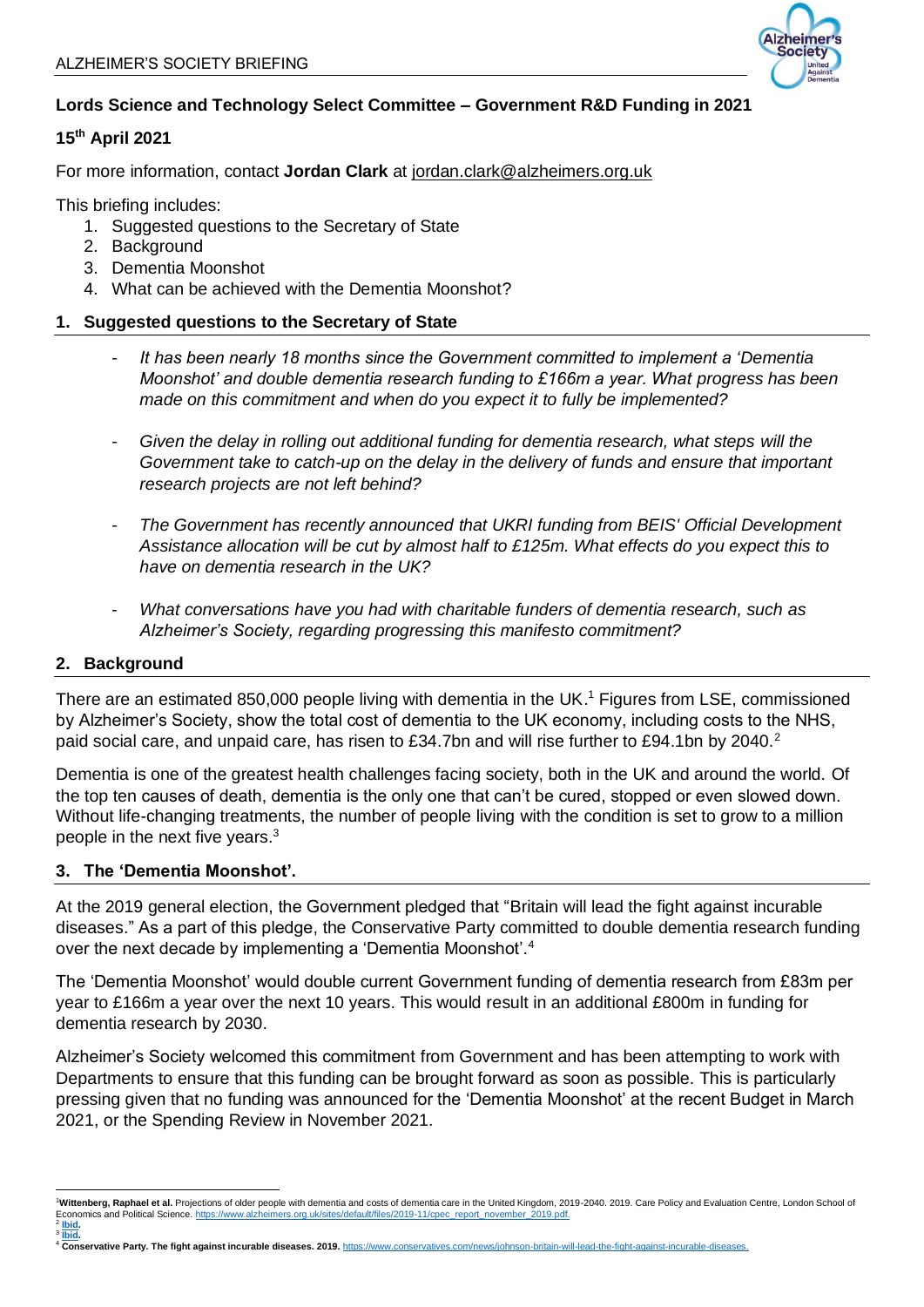ALZHEIMER'S SOCIETY BRIEFING

**Lords Science and Technology Select Committee – Government R&D Funding in 2021**

**15th April 2021**

For more information, contact **Jordan Clark** at jordan.clark@alzheimers.org.uk

This briefing includes:

1. Suggested questions to the Secretary of State
2. Background
3. Dementia Moonshot
4. What can be achieved with the Dementia Moonshot?

## 1. Suggested questions to the Secretary of State

- *It has been nearly 18 months since the Government committed to implement a 'Dementia Moonshot' and double dementia research funding to £166m a year. What progress has been made on this commitment and when do you expect it to fully be implemented?*
- *Given the delay in rolling out additional funding for dementia research, what steps will the Government take to catch-up on the delay in the delivery of funds and ensure that important research projects are not left behind?*
- *The Government has recently announced that UKRI funding from BEIS' Official Development Assistance allocation will be cut by almost half to £125m. What effects do you expect this to have on dementia research in the UK?*
- *What conversations have you had with charitable funders of dementia research, such as Alzheimer's Society, regarding progressing this manifesto commitment?*

## 2. Background

There are an estimated 850,000 people living with dementia in the UK.[1] Figures from LSE, commissioned by Alzheimer's Society, show the total cost of dementia to the UK economy, including costs to the NHS, paid social care, and unpaid care, has risen to £34.7bn and will rise further to £94.1bn by 2040.[2]

Dementia is one of the greatest health challenges facing society, both in the UK and around the world. Of the top ten causes of death, dementia is the only one that can't be cured, stopped or even slowed down. Without life-changing treatments, the number of people living with the condition is set to grow to a million people in the next five years.[3]

## 3. The 'Dementia Moonshot'.

At the 2019 general election, the Government pledged that "Britain will lead the fight against incurable diseases." As a part of this pledge, the Conservative Party committed to double dementia research funding over the next decade by implementing a 'Dementia Moonshot'.[4]

The 'Dementia Moonshot' would double current Government funding of dementia research from £83m per year to £166m a year over the next 10 years. This would result in an additional £800m in funding for dementia research by 2030.

Alzheimer's Society welcomed this commitment from Government and has been attempting to work with Departments to ensure that this funding can be brought forward as soon as possible. This is particularly pressing given that no funding was announced for the 'Dementia Moonshot' at the recent Budget in March 2021, or the Spending Review in November 2021.

---

[1] **Wittenberg, Raphael et al.** Projections of older people with dementia and costs of dementia care in the United Kingdom, 2019-2040. 2019. Care Policy and Evaluation Centre, London School of Economics and Political Science. https://www.alzheimers.org.uk/sites/default/files/2019-11/cpec_report_november_2019.pdf.

[2] **Ibid.**

[3] **Ibid.**

[4] **Conservative Party. The fight against incurable diseases. 2019.** https://www.conservatives.com/news/johnson-britain-will-lead-the-fight-against-incurable-diseases.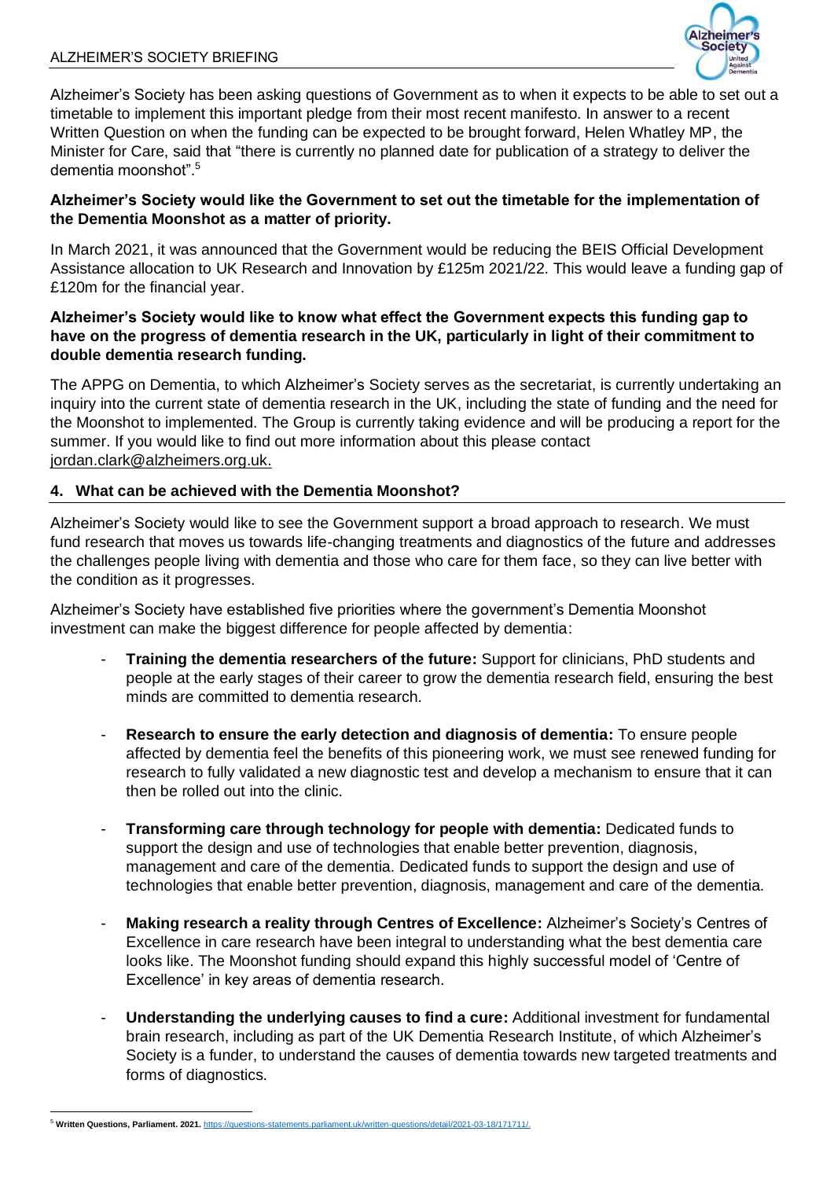Alzheimer's Society has been asking questions of Government as to when it expects to be able to set out a timetable to implement this important pledge from their most recent manifesto. In answer to a recent Written Question on when the funding can be expected to be brought forward, Helen Whatley MP, the Minister for Care, said that "there is currently no planned date for publication of a strategy to deliver the dementia moonshot".[5]

**Alzheimer's Society would like the Government to set out the timetable for the implementation of the Dementia Moonshot as a matter of priority.**

In March 2021, it was announced that the Government would be reducing the BEIS Official Development Assistance allocation to UK Research and Innovation by £125m 2021/22. This would leave a funding gap of £120m for the financial year.

**Alzheimer's Society would like to know what effect the Government expects this funding gap to have on the progress of dementia research in the UK, particularly in light of their commitment to double dementia research funding.**

The APPG on Dementia, to which Alzheimer's Society serves as the secretariat, is currently undertaking an inquiry into the current state of dementia research in the UK, including the state of funding and the need for the Moonshot to implemented. The Group is currently taking evidence and will be producing a report for the summer. If you would like to find out more information about this please contact jordan.clark@alzheimers.org.uk.

## 4. What can be achieved with the Dementia Moonshot?

Alzheimer's Society would like to see the Government support a broad approach to research. We must fund research that moves us towards life-changing treatments and diagnostics of the future and addresses the challenges people living with dementia and those who care for them face, so they can live better with the condition as it progresses.

Alzheimer's Society have established five priorities where the government's Dementia Moonshot investment can make the biggest difference for people affected by dementia:

- **Training the dementia researchers of the future:** Support for clinicians, PhD students and people at the early stages of their career to grow the dementia research field, ensuring the best minds are committed to dementia research.
- **Research to ensure the early detection and diagnosis of dementia:** To ensure people affected by dementia feel the benefits of this pioneering work, we must see renewed funding for research to fully validated a new diagnostic test and develop a mechanism to ensure that it can then be rolled out into the clinic.
- **Transforming care through technology for people with dementia:** Dedicated funds to support the design and use of technologies that enable better prevention, diagnosis, management and care of the dementia. Dedicated funds to support the design and use of technologies that enable better prevention, diagnosis, management and care of the dementia.
- **Making research a reality through Centres of Excellence:** Alzheimer's Society's Centres of Excellence in care research have been integral to understanding what the best dementia care looks like. The Moonshot funding should expand this highly successful model of 'Centre of Excellence' in key areas of dementia research.
- **Understanding the underlying causes to find a cure:** Additional investment for fundamental brain research, including as part of the UK Dementia Research Institute, of which Alzheimer's Society is a funder, to understand the causes of dementia towards new targeted treatments and forms of diagnostics.

[5] **Written Questions, Parliament. 2021.** https://questions-statements.parliament.uk/written-questions/detail/2021-03-18/171711/.